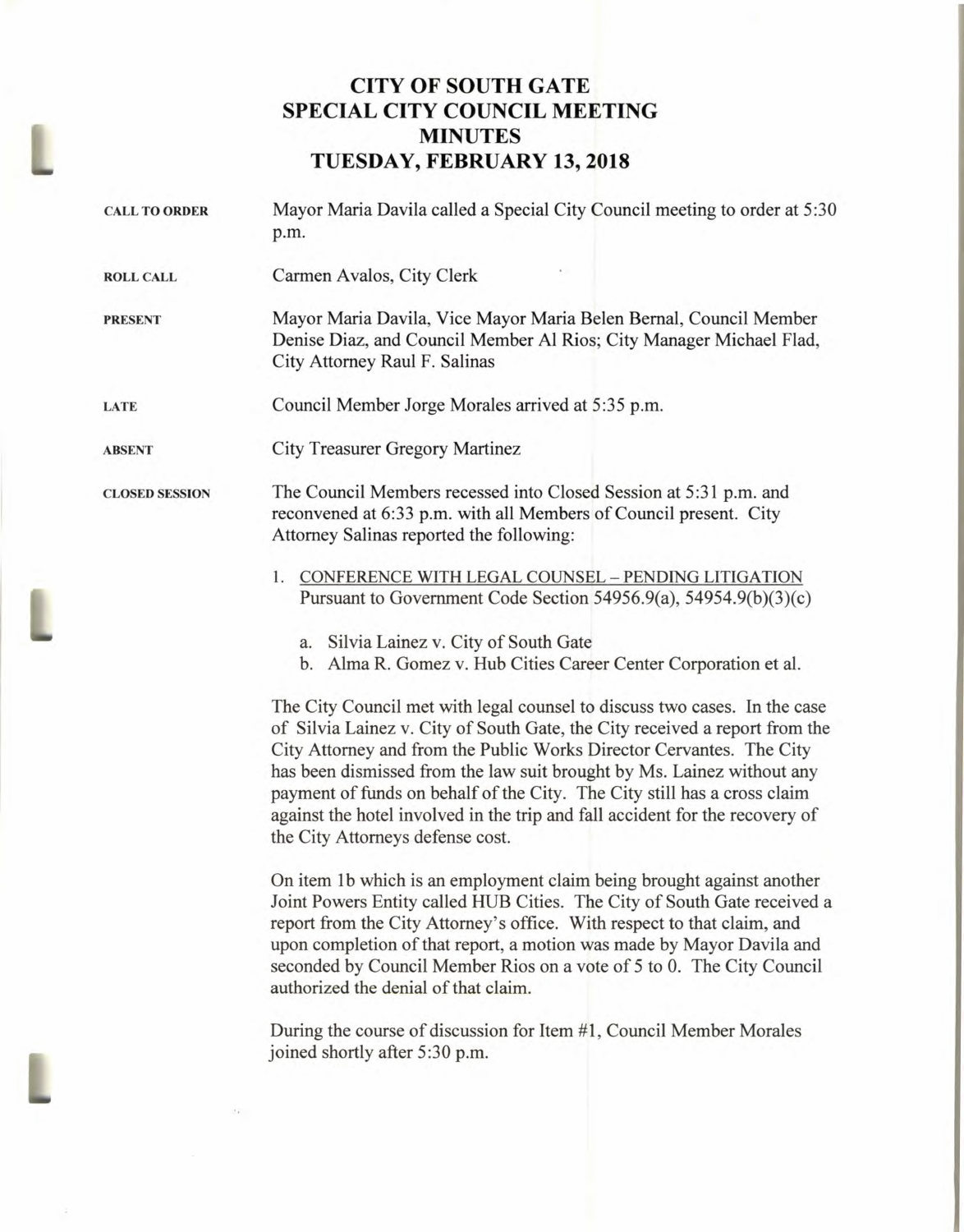# CITY OF SOUTH GATE
# SPECIAL CITY COUNCIL MEETING
# MINUTES
# TUESDAY, FEBRUARY 13, 2018

**CALL TO ORDER** Mayor Maria Davila called a Special City Council meeting to order at 5:30 p.m.

**ROLL CALL** Carmen Avalos, City Clerk

**PRESENT** Mayor Maria Davila, Vice Mayor Maria Belen Bernal, Council Member Denise Diaz, and Council Member Al Rios; City Manager Michael Flad, City Attorney Raul F. Salinas

**LATE** Council Member Jorge Morales arrived at 5:35 p.m.

**ABSENT** City Treasurer Gregory Martinez

**CLOSED SESSION** The Council Members recessed into Closed Session at 5:31 p.m. and reconvened at 6:33 p.m. with all Members of Council present. City Attorney Salinas reported the following:

1. CONFERENCE WITH LEGAL COUNSEL – PENDING LITIGATION
   Pursuant to Government Code Section 54956.9(a), 54954.9(b)(3)(c)

   a. Silvia Lainez v. City of South Gate
   b. Alma R. Gomez v. Hub Cities Career Center Corporation et al.

The City Council met with legal counsel to discuss two cases. In the case of Silvia Lainez v. City of South Gate, the City received a report from the City Attorney and from the Public Works Director Cervantes. The City has been dismissed from the law suit brought by Ms. Lainez without any payment of funds on behalf of the City. The City still has a cross claim against the hotel involved in the trip and fall accident for the recovery of the City Attorneys defense cost.

On item 1b which is an employment claim being brought against another Joint Powers Entity called HUB Cities. The City of South Gate received a report from the City Attorney's office. With respect to that claim, and upon completion of that report, a motion was made by Mayor Davila and seconded by Council Member Rios on a vote of 5 to 0. The City Council authorized the denial of that claim.

During the course of discussion for Item #1, Council Member Morales joined shortly after 5:30 p.m.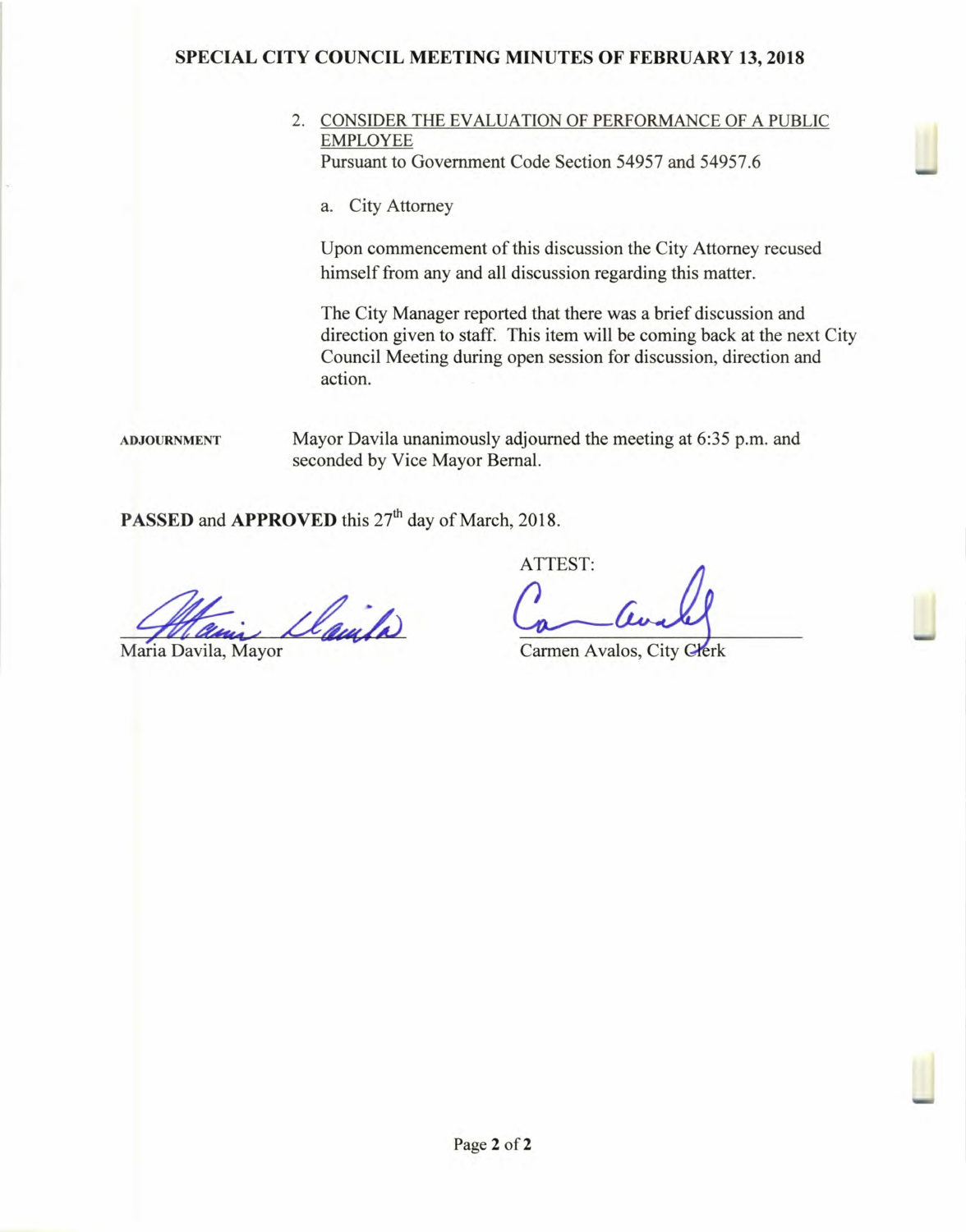2. CONSIDER THE EVALUATION OF PERFORMANCE OF A PUBLIC EMPLOYEE
   Pursuant to Government Code Section 54957 and 54957.6

   a. City Attorney

   Upon commencement of this discussion the City Attorney recused himself from any and all discussion regarding this matter.

   The City Manager reported that there was a brief discussion and direction given to staff. This item will be coming back at the next City Council Meeting during open session for discussion, direction and action.

**ADJOURNMENT** Mayor Davila unanimously adjourned the meeting at 6:35 p.m. and seconded by Vice Mayor Bernal.

**PASSED** and **APPROVED** this 27th day of March, 2018.

ATTEST:

Maria Davila, Mayor

Carmen Avalos, City Clerk